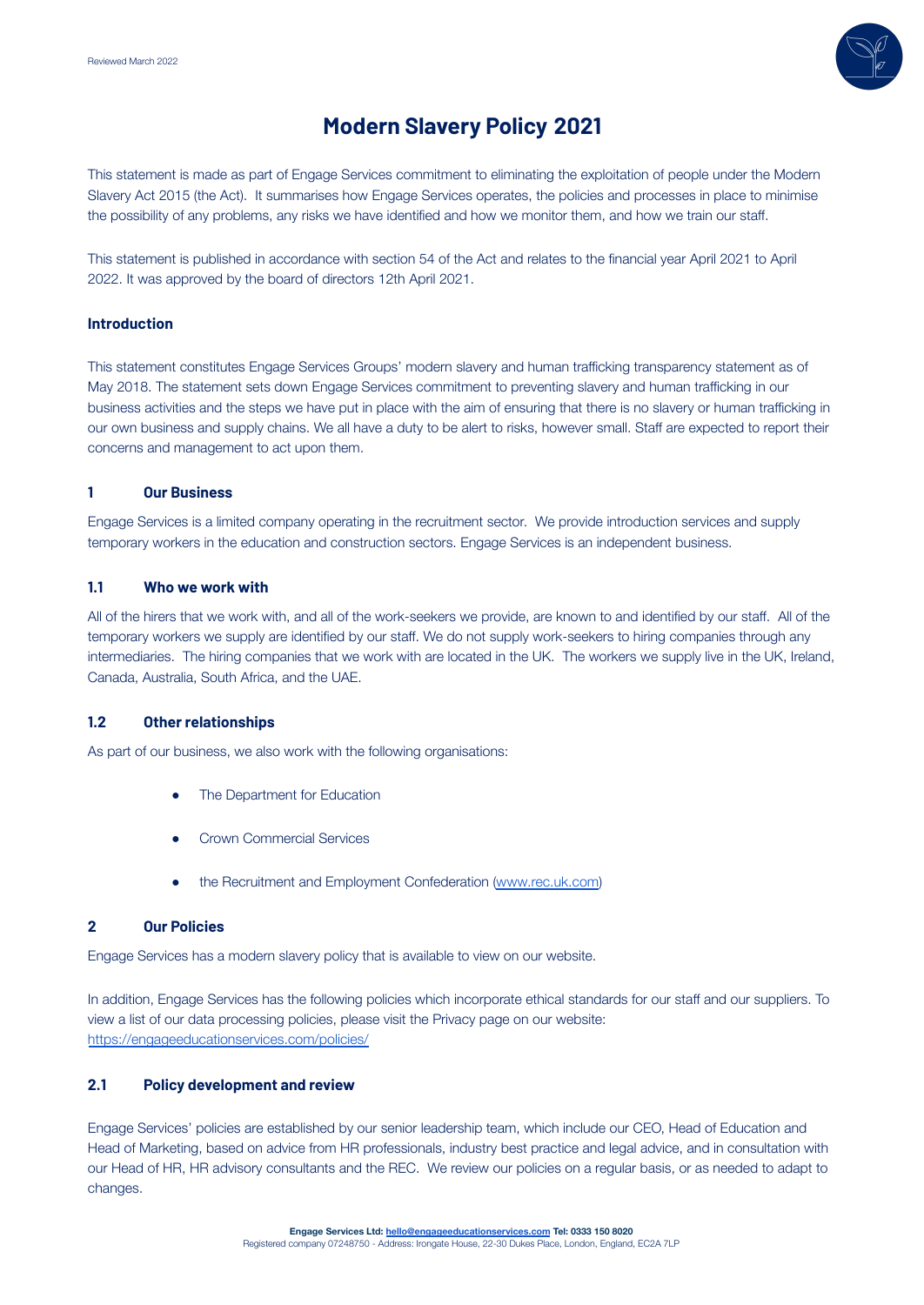Reviewed March 2022

# Modern Slavery Policy 2021

This statement is made as part of Engage Services commitment to eliminating the exploitation of people under the Modern Slavery Act 2015 (the Act). It summarises how Engage Services operates, the policies and processes in place to minimise the possibility of any problems, any risks we have identified and how we monitor them, and how we train our staff.

This statement is published in accordance with section 54 of the Act and relates to the financial year April 2021 to April 2022. It was approved by the board of directors 12th April 2021.

### Introduction

This statement constitutes Engage Services Groups' modern slavery and human trafficking transparency statement as of May 2018. The statement sets down Engage Services commitment to preventing slavery and human trafficking in our business activities and the steps we have put in place with the aim of ensuring that there is no slavery or human trafficking in our own business and supply chains. We all have a duty to be alert to risks, however small. Staff are expected to report their concerns and management to act upon them.

## 1 Our Business

Engage Services is a limited company operating in the recruitment sector. We provide introduction services and supply temporary workers in the education and construction sectors. Engage Services is an independent business.

### 1.1 Who we work with

All of the hirers that we work with, and all of the work-seekers we provide, are known to and identified by our staff. All of the temporary workers we supply are identified by our staff. We do not supply work-seekers to hiring companies through any intermediaries. The hiring companies that we work with are located in the UK. The workers we supply live in the UK, Ireland, Canada, Australia, South Africa, and the UAE.

### 1.2 Other relationships

As part of our business, we also work with the following organisations:

- The Department for Education
- Crown Commercial Services
- the Recruitment and Employment Confederation (www.rec.uk.com)

## 2 Our Policies

Engage Services has a modern slavery policy that is available to view on our website.

In addition, Engage Services has the following policies which incorporate ethical standards for our staff and our suppliers. To view a list of our data processing policies, please visit the Privacy page on our website: https://engageeducationservices.com/policies/

### 2.1 Policy development and review

Engage Services' policies are established by our senior leadership team, which include our CEO, Head of Education and Head of Marketing, based on advice from HR professionals, industry best practice and legal advice, and in consultation with our Head of HR, HR advisory consultants and the REC. We review our policies on a regular basis, or as needed to adapt to changes.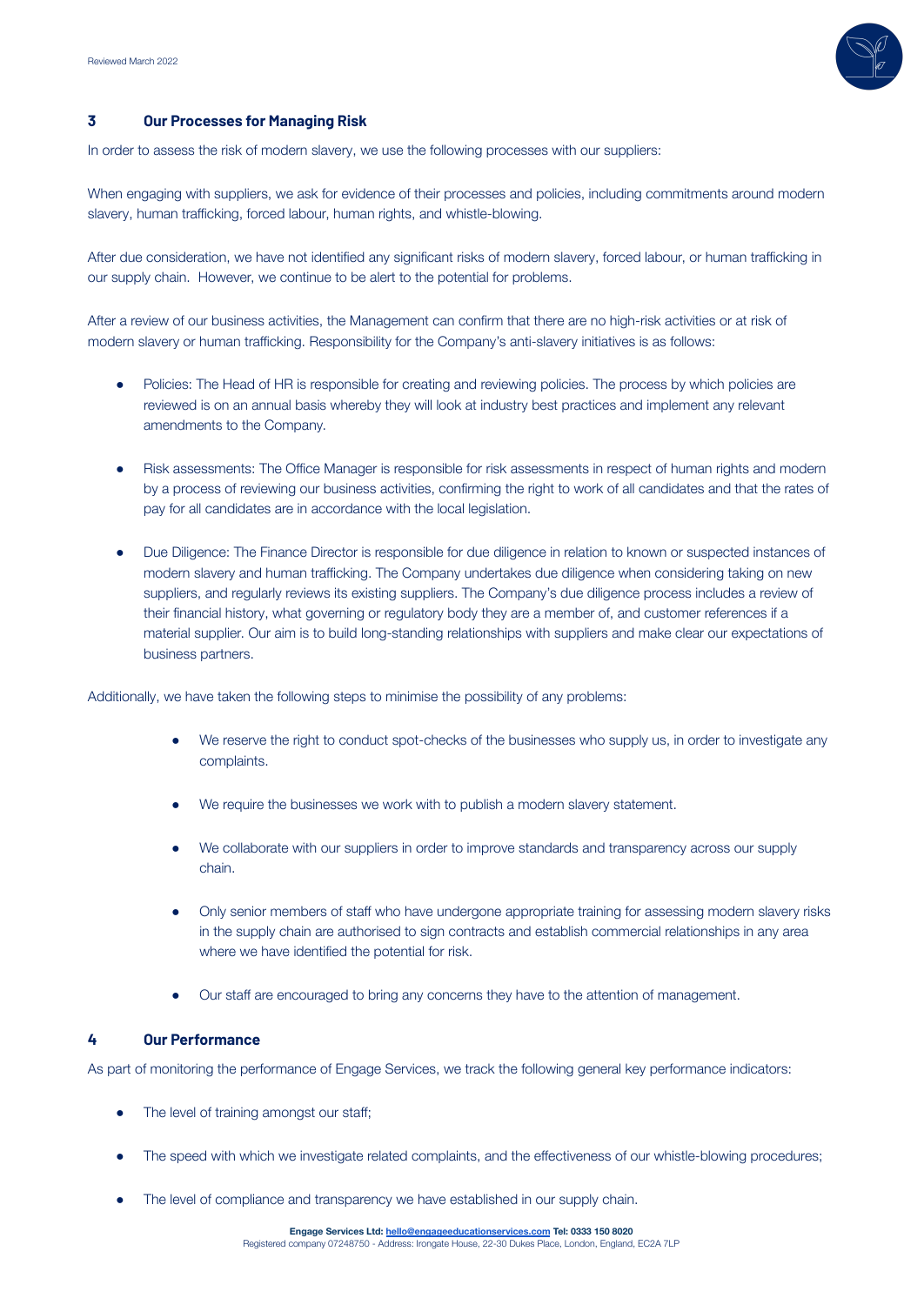## 3 Our Processes for Managing Risk

In order to assess the risk of modern slavery, we use the following processes with our suppliers:

When engaging with suppliers, we ask for evidence of their processes and policies, including commitments around modern slavery, human trafficking, forced labour, human rights, and whistle-blowing.

After due consideration, we have not identified any significant risks of modern slavery, forced labour, or human trafficking in our supply chain. However, we continue to be alert to the potential for problems.

After a review of our business activities, the Management can confirm that there are no high-risk activities or at risk of modern slavery or human trafficking. Responsibility for the Company's anti-slavery initiatives is as follows:

- Policies: The Head of HR is responsible for creating and reviewing policies. The process by which policies are reviewed is on an annual basis whereby they will look at industry best practices and implement any relevant amendments to the Company.
- Risk assessments: The Office Manager is responsible for risk assessments in respect of human rights and modern by a process of reviewing our business activities, confirming the right to work of all candidates and that the rates of pay for all candidates are in accordance with the local legislation.
- Due Diligence: The Finance Director is responsible for due diligence in relation to known or suspected instances of modern slavery and human trafficking. The Company undertakes due diligence when considering taking on new suppliers, and regularly reviews its existing suppliers. The Company's due diligence process includes a review of their financial history, what governing or regulatory body they are a member of, and customer references if a material supplier. Our aim is to build long-standing relationships with suppliers and make clear our expectations of business partners.

Additionally, we have taken the following steps to minimise the possibility of any problems:

- We reserve the right to conduct spot-checks of the businesses who supply us, in order to investigate any complaints.
- We require the businesses we work with to publish a modern slavery statement.
- We collaborate with our suppliers in order to improve standards and transparency across our supply chain.
- Only senior members of staff who have undergone appropriate training for assessing modern slavery risks in the supply chain are authorised to sign contracts and establish commercial relationships in any area where we have identified the potential for risk.
- Our staff are encouraged to bring any concerns they have to the attention of management.

## 4 Our Performance

As part of monitoring the performance of Engage Services, we track the following general key performance indicators:

- The level of training amongst our staff;
- The speed with which we investigate related complaints, and the effectiveness of our whistle-blowing procedures;
- The level of compliance and transparency we have established in our supply chain.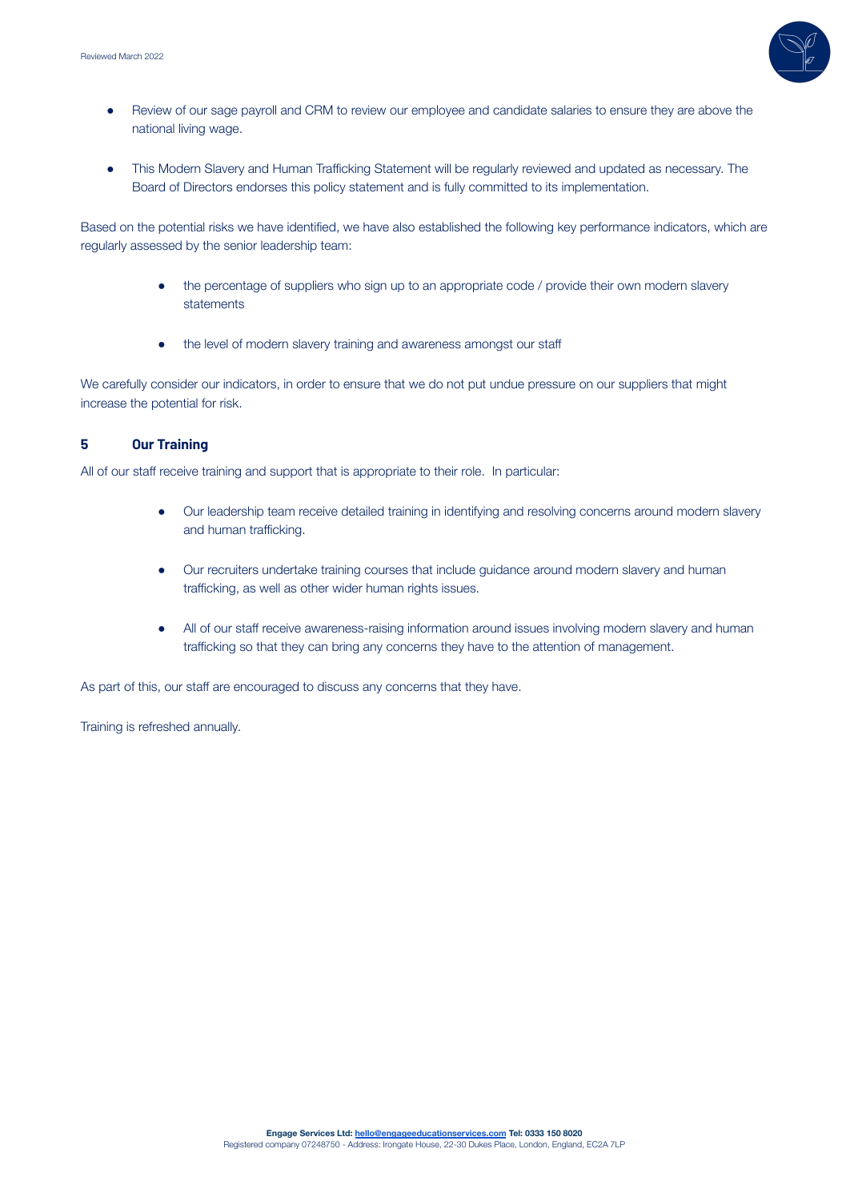- Review of our sage payroll and CRM to review our employee and candidate salaries to ensure they are above the national living wage.

- This Modern Slavery and Human Trafficking Statement will be regularly reviewed and updated as necessary. The Board of Directors endorses this policy statement and is fully committed to its implementation.

Based on the potential risks we have identified, we have also established the following key performance indicators, which are regularly assessed by the senior leadership team:

- the percentage of suppliers who sign up to an appropriate code / provide their own modern slavery statements

- the level of modern slavery training and awareness amongst our staff

We carefully consider our indicators, in order to ensure that we do not put undue pressure on our suppliers that might increase the potential for risk.

## 5 Our Training

All of our staff receive training and support that is appropriate to their role. In particular:

- Our leadership team receive detailed training in identifying and resolving concerns around modern slavery and human trafficking.

- Our recruiters undertake training courses that include guidance around modern slavery and human trafficking, as well as other wider human rights issues.

- All of our staff receive awareness-raising information around issues involving modern slavery and human trafficking so that they can bring any concerns they have to the attention of management.

As part of this, our staff are encouraged to discuss any concerns that they have.

Training is refreshed annually.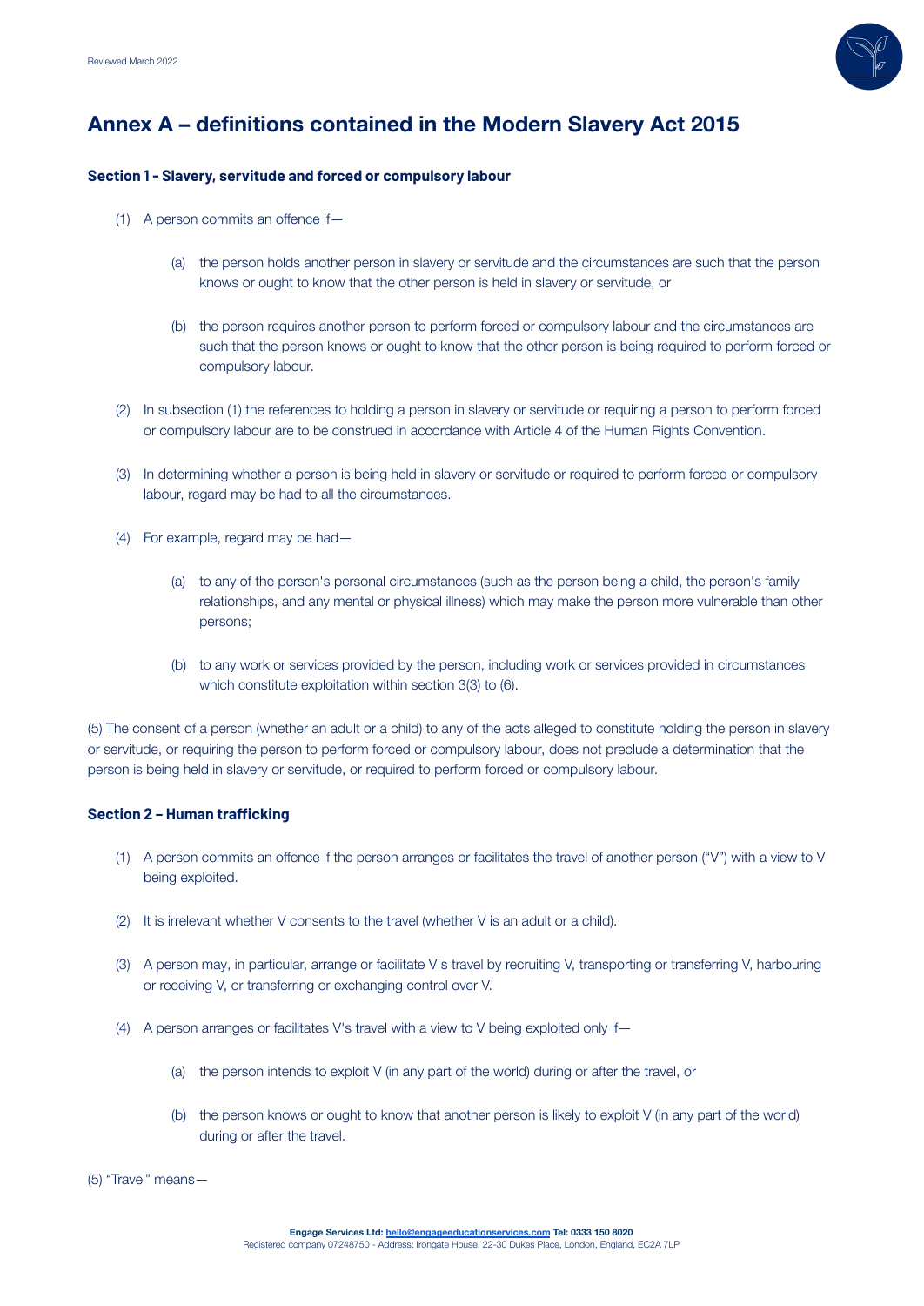# Annex A – definitions contained in the Modern Slavery Act 2015

**Section 1 - Slavery, servitude and forced or compulsory labour**

(1) A person commits an offence if—

(a) the person holds another person in slavery or servitude and the circumstances are such that the person knows or ought to know that the other person is held in slavery or servitude, or

(b) the person requires another person to perform forced or compulsory labour and the circumstances are such that the person knows or ought to know that the other person is being required to perform forced or compulsory labour.

(2) In subsection (1) the references to holding a person in slavery or servitude or requiring a person to perform forced or compulsory labour are to be construed in accordance with Article 4 of the Human Rights Convention.

(3) In determining whether a person is being held in slavery or servitude or required to perform forced or compulsory labour, regard may be had to all the circumstances.

(4) For example, regard may be had—

(a) to any of the person's personal circumstances (such as the person being a child, the person's family relationships, and any mental or physical illness) which may make the person more vulnerable than other persons;

(b) to any work or services provided by the person, including work or services provided in circumstances which constitute exploitation within section 3(3) to (6).

(5) The consent of a person (whether an adult or a child) to any of the acts alleged to constitute holding the person in slavery or servitude, or requiring the person to perform forced or compulsory labour, does not preclude a determination that the person is being held in slavery or servitude, or required to perform forced or compulsory labour.

**Section 2 – Human trafficking**

(1) A person commits an offence if the person arranges or facilitates the travel of another person ("V") with a view to V being exploited.

(2) It is irrelevant whether V consents to the travel (whether V is an adult or a child).

(3) A person may, in particular, arrange or facilitate V's travel by recruiting V, transporting or transferring V, harbouring or receiving V, or transferring or exchanging control over V.

(4) A person arranges or facilitates V's travel with a view to V being exploited only if—

(a) the person intends to exploit V (in any part of the world) during or after the travel, or

(b) the person knows or ought to know that another person is likely to exploit V (in any part of the world) during or after the travel.

(5) "Travel" means—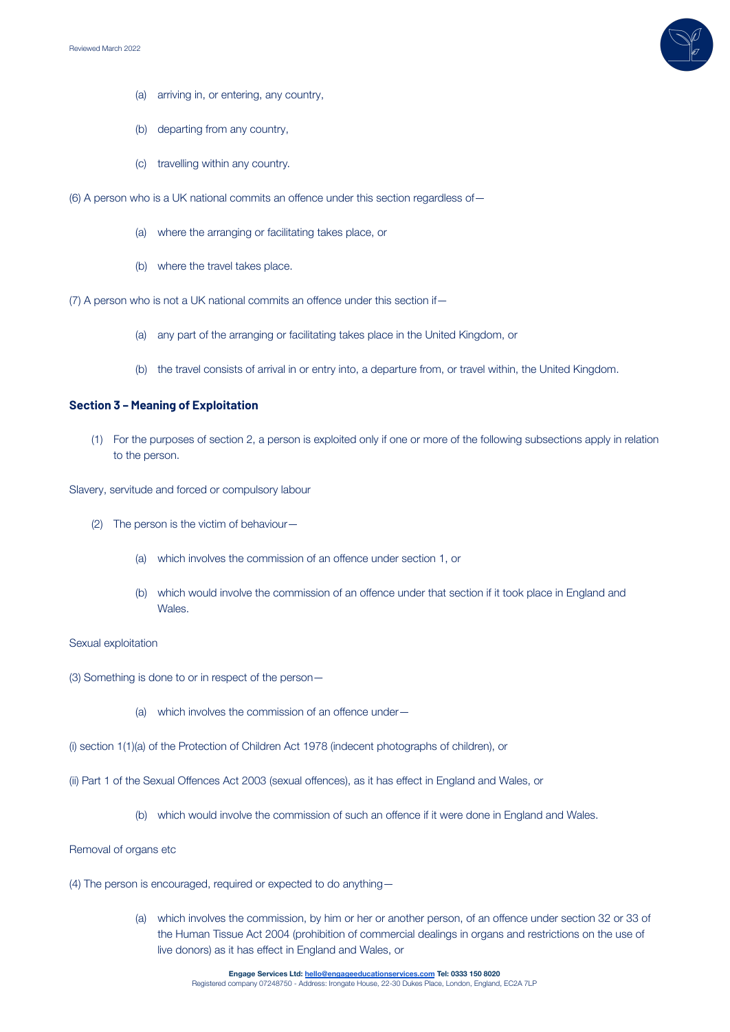(a) arriving in, or entering, any country,

(b) departing from any country,

(c) travelling within any country.

(6) A person who is a UK national commits an offence under this section regardless of—

(a) where the arranging or facilitating takes place, or

(b) where the travel takes place.

(7) A person who is not a UK national commits an offence under this section if—

(a) any part of the arranging or facilitating takes place in the United Kingdom, or

(b) the travel consists of arrival in or entry into, a departure from, or travel within, the United Kingdom.

## Section 3 – Meaning of Exploitation

(1) For the purposes of section 2, a person is exploited only if one or more of the following subsections apply in relation to the person.

Slavery, servitude and forced or compulsory labour

(2) The person is the victim of behaviour—

(a) which involves the commission of an offence under section 1, or

(b) which would involve the commission of an offence under that section if it took place in England and Wales.

Sexual exploitation

(3) Something is done to or in respect of the person—

(a) which involves the commission of an offence under—

(i) section 1(1)(a) of the Protection of Children Act 1978 (indecent photographs of children), or

(ii) Part 1 of the Sexual Offences Act 2003 (sexual offences), as it has effect in England and Wales, or

(b) which would involve the commission of such an offence if it were done in England and Wales.

Removal of organs etc

(4) The person is encouraged, required or expected to do anything—

(a) which involves the commission, by him or her or another person, of an offence under section 32 or 33 of the Human Tissue Act 2004 (prohibition of commercial dealings in organs and restrictions on the use of live donors) as it has effect in England and Wales, or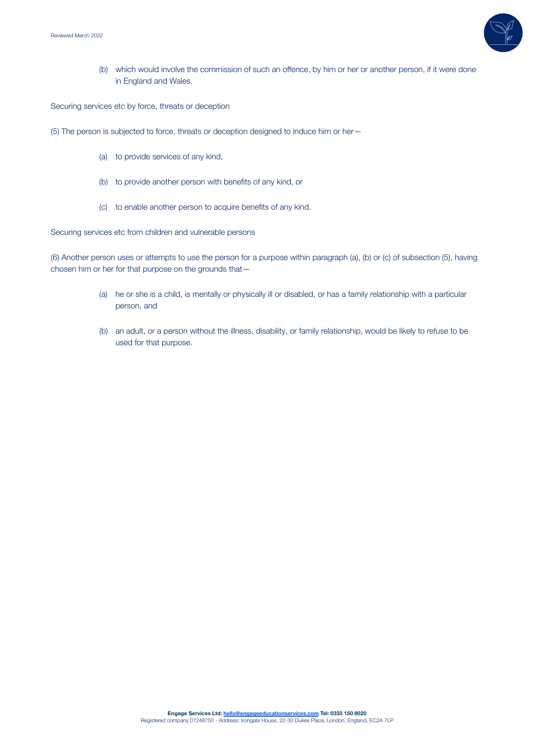(b) which would involve the commission of such an offence, by him or her or another person, if it were done in England and Wales.

Securing services etc by force, threats or deception

(5) The person is subjected to force, threats or deception designed to induce him or her—

(a) to provide services of any kind,

(b) to provide another person with benefits of any kind, or

(c) to enable another person to acquire benefits of any kind.

Securing services etc from children and vulnerable persons

(6) Another person uses or attempts to use the person for a purpose within paragraph (a), (b) or (c) of subsection (5), having chosen him or her for that purpose on the grounds that—

(a) he or she is a child, is mentally or physically ill or disabled, or has a family relationship with a particular person, and

(b) an adult, or a person without the illness, disability, or family relationship, would be likely to refuse to be used for that purpose.